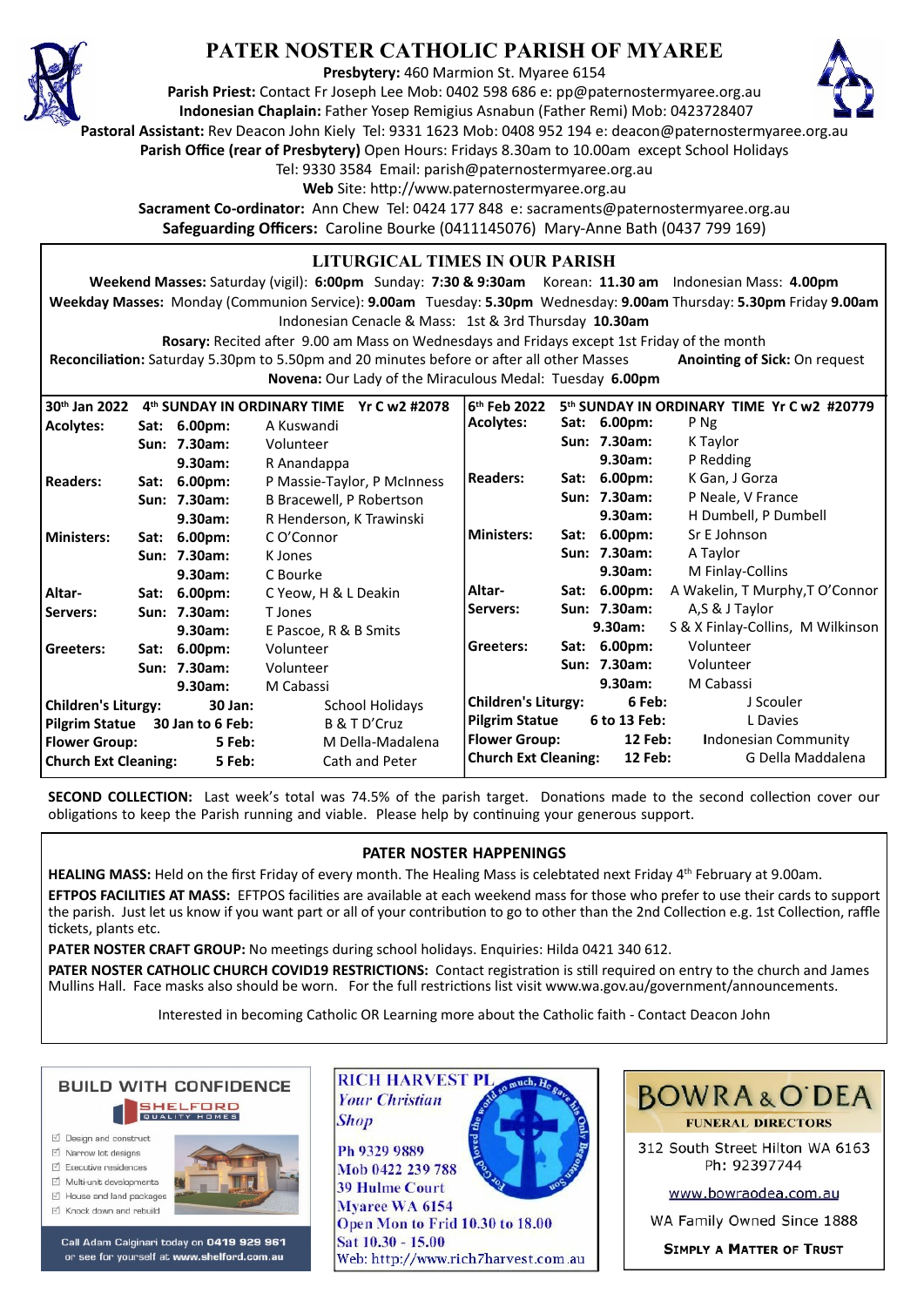# PATER NOSTER CATHOLIC PARISH OF MYAREE

**Presbytery:** 460 Marmion St. Myaree 6154
**Parish Priest:** Contact Fr Joseph Lee Mob: 0402 598 686 e: pp@paternostermyaree.org.au
**Indonesian Chaplain:** Father Yosep Remigius Asnabun (Father Remi) Mob: 0423728407
**Pastoral Assistant:** Rev Deacon John Kiely Tel: 9331 1623 Mob: 0408 952 194 e: deacon@paternostermyaree.org.au
**Parish Office (rear of Presbytery)** Open Hours: Fridays 8.30am to 10.00am except School Holidays
Tel: 9330 3584 Email: parish@paternostermyaree.org.au
**Web** Site: http://www.paternostermyaree.org.au
**Sacrament Co-ordinator:** Ann Chew Tel: 0424 177 848 e: sacraments@paternostermyaree.org.au
**Safeguarding Officers:** Caroline Bourke (0411145076) Mary-Anne Bath (0437 799 169)

## LITURGICAL TIMES IN OUR PARISH

**Weekend Masses:** Saturday (vigil): **6:00pm** Sunday: **7:30 & 9:30am** Korean: **11.30 am** Indonesian Mass: **4.00pm**
**Weekday Masses:** Monday (Communion Service): **9.00am** Tuesday: **5.30pm** Wednesday: **9.00am** Thursday: **5.30pm** Friday **9.00am**
Indonesian Cenacle & Mass: 1st & 3rd Thursday **10.30am**
**Rosary:** Recited after 9.00 am Mass on Wednesdays and Fridays except 1st Friday of the month
**Reconciliation:** Saturday 5.30pm to 5.50pm and 20 minutes before or after all other Masses **Anointing of Sick:** On request
**Novena:** Our Lady of the Miraculous Medal: Tuesday **6.00pm**

| 30th Jan 2022 | 4th SUNDAY IN ORDINARY TIME Yr C w2 #2078 | |
|---|---|---|
| **Acolytes:** | **Sat: 6.00pm:** | A Kuswandi |
| | **Sun: 7.30am:** | Volunteer |
| | **9.30am:** | R Anandappa |
| **Readers:** | **Sat: 6.00pm:** | P Massie-Taylor, P McInness |
| | **Sun: 7.30am:** | B Bracewell, P Robertson |
| | **9.30am:** | R Henderson, K Trawinski |
| **Ministers:** | **Sat: 6.00pm:** | C O'Connor |
| | **Sun: 7.30am:** | K Jones |
| | **9.30am:** | C Bourke |
| **Altar-Servers:** | **Sat: 6.00pm:** | C Yeow, H & L Deakin |
| | **Sun: 7.30am:** | T Jones |
| | **9.30am:** | E Pascoe, R & B Smits |
| **Greeters:** | **Sat: 6.00pm:** | Volunteer |
| | **Sun: 7.30am:** | Volunteer |
| | **9.30am:** | M Cabassi |
| **Children's Liturgy:** | **30 Jan:** | School Holidays |
| **Pilgrim Statue** | **30 Jan to 6 Feb:** | B & T D'Cruz |
| **Flower Group:** | **5 Feb:** | M Della-Madalena |
| **Church Ext Cleaning:** | **5 Feb:** | Cath and Peter |

| 6th Feb 2022 | 5th SUNDAY IN ORDINARY TIME Yr C w2 #20779 | |
|---|---|---|
| **Acolytes:** | **Sat: 6.00pm:** | P Ng |
| | **Sun: 7.30am:** | K Taylor |
| | **9.30am:** | P Redding |
| **Readers:** | **Sat: 6.00pm:** | K Gan, J Gorza |
| | **Sun: 7.30am:** | P Neale, V France |
| | **9.30am:** | H Dumbell, P Dumbell |
| **Ministers:** | **Sat: 6.00pm:** | Sr E Johnson |
| | **Sun: 7.30am:** | A Taylor |
| | **9.30am:** | M Finlay-Collins |
| **Altar-Servers:** | **Sat: 6.00pm:** | A Wakelin, T Murphy,T O'Connor |
| | **Sun: 7.30am:** | A,S & J Taylor |
| | **9.30am:** | S & X Finlay-Collins, M Wilkinson |
| **Greeters:** | **Sat: 6.00pm:** | Volunteer |
| | **Sun: 7.30am:** | Volunteer |
| | **9.30am:** | M Cabassi |
| **Children's Liturgy:** | **6 Feb:** | J Scouler |
| **Pilgrim Statue** | **6 to 13 Feb:** | L Davies |
| **Flower Group:** | **12 Feb:** | Indonesian Community |
| **Church Ext Cleaning:** | **12 Feb:** | G Della Maddalena |

**SECOND COLLECTION:** Last week's total was 74.5% of the parish target. Donations made to the second collection cover our obligations to keep the Parish running and viable. Please help by continuing your generous support.

## PATER NOSTER HAPPENINGS

**HEALING MASS:** Held on the first Friday of every month. The Healing Mass is celebtated next Friday 4th February at 9.00am.

**EFTPOS FACILITIES AT MASS:** EFTPOS facilities are available at each weekend mass for those who prefer to use their cards to support the parish. Just let us know if you want part or all of your contribution to go to other than the 2nd Collection e.g. 1st Collection, raffle tickets, plants etc.

**PATER NOSTER CRAFT GROUP:** No meetings during school holidays. Enquiries: Hilda 0421 340 612.

**PATER NOSTER CATHOLIC CHURCH COVID19 RESTRICTIONS:** Contact registration is still required on entry to the church and James Mullins Hall. Face masks also should be worn. For the full restrictions list visit www.wa.gov.au/government/announcements.

Interested in becoming Catholic OR Learning more about the Catholic faith - Contact Deacon John

---

**BUILD WITH CONFIDENCE**
SHELFORD QUALITY HOMES
- Design and construct
- Narrow lot designs
- Executive residences
- Multi-unit developments
- House and land packages
- Knock down and rebuild

Call Adam Calginari today on **0419 929 961** or see for yourself at **www.shelford.com.au**

**RICH HARVEST PL**
*Your Christian Shop*
Ph 9329 9889
Mob 0422 239 788
39 Hulme Court
Myaree WA 6154
Open Mon to Frid 10.30 to 18.00
Sat 10.30 - 15.00
Web: http://www.rich7harvest.com.au

**BOWRA & O'DEA**
**FUNERAL DIRECTORS**
312 South Street Hilton WA 6163
Ph: 92397744
www.bowraodea.com.au
WA Family Owned Since 1888
**SIMPLY A MATTER OF TRUST**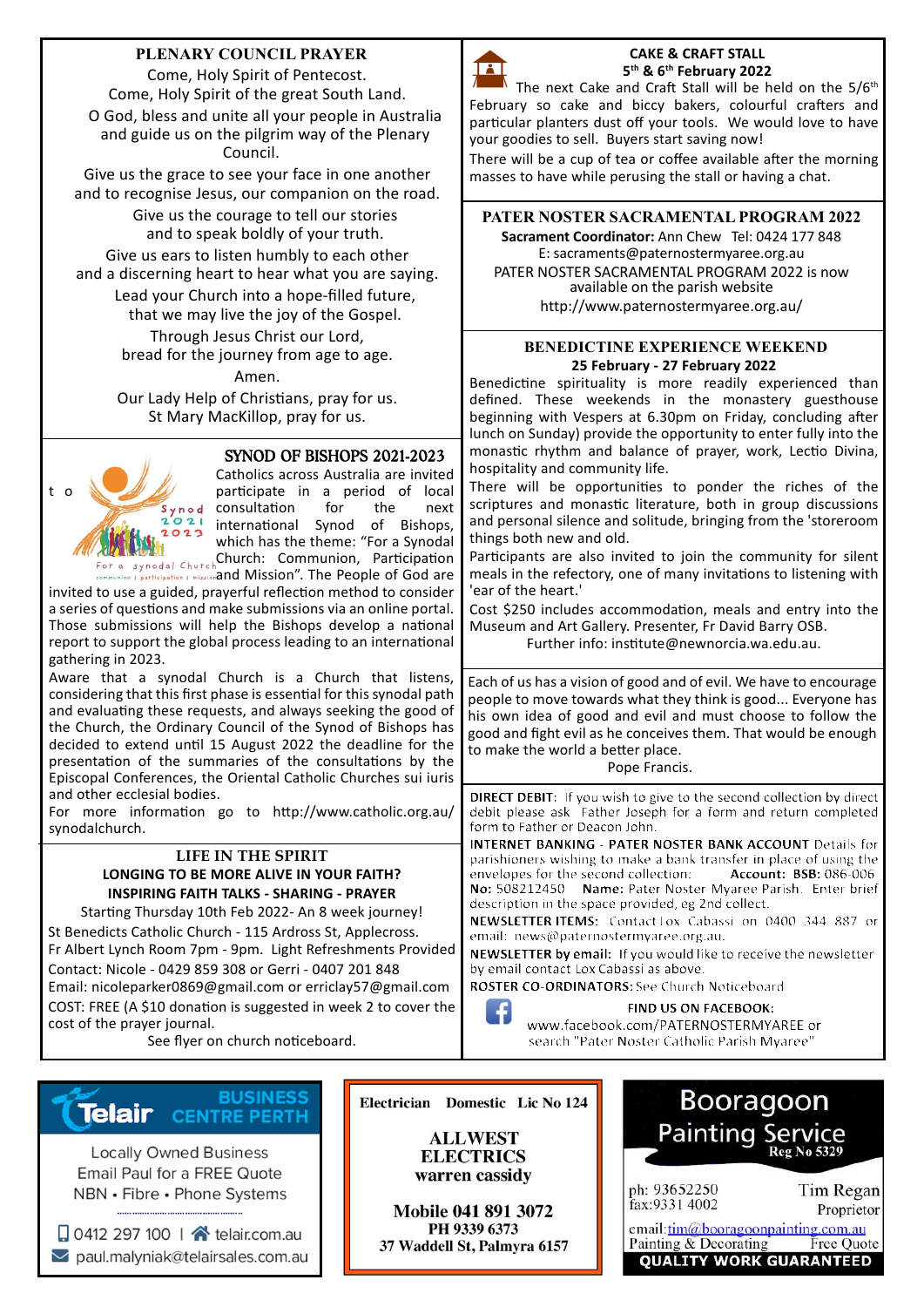## PLENARY COUNCIL PRAYER

Come, Holy Spirit of Pentecost.
Come, Holy Spirit of the great South Land.
O God, bless and unite all your people in Australia and guide us on the pilgrim way of the Plenary Council.
Give us the grace to see your face in one another and to recognise Jesus, our companion on the road.
Give us the courage to tell our stories and to speak boldly of your truth.
Give us ears to listen humbly to each other and a discerning heart to hear what you are saying.
Lead your Church into a hope-filled future, that we may live the joy of the Gospel.
Through Jesus Christ our Lord, bread for the journey from age to age.
Amen.
Our Lady Help of Christians, pray for us.
St Mary MacKillop, pray for us.

## SYNOD OF BISHOPS 2021-2023

Catholics across Australia are invited to participate in a period of local consultation for the next international Synod of Bishops, which has the theme: "For a Synodal Church: Communion, Participation and Mission". The People of God are invited to use a guided, prayerful reflection method to consider a series of questions and make submissions via an online portal. Those submissions will help the Bishops develop a national report to support the global process leading to an international gathering in 2023.

Aware that a synodal Church is a Church that listens, considering that this first phase is essential for this synodal path and evaluating these requests, and always seeking the good of the Church, the Ordinary Council of the Synod of Bishops has decided to extend until 15 August 2022 the deadline for the presentation of the summaries of the consultations by the Episcopal Conferences, the Oriental Catholic Churches sui iuris and other ecclesial bodies.

For more information go to http://www.catholic.org.au/synodalchurch.

## LIFE IN THE SPIRIT

**LONGING TO BE MORE ALIVE IN YOUR FAITH?**
**INSPIRING FAITH TALKS - SHARING - PRAYER**

Starting Thursday 10th Feb 2022- An 8 week journey!
St Benedicts Catholic Church - 115 Ardross St, Applecross.
Fr Albert Lynch Room 7pm - 9pm. Light Refreshments Provided
Contact: Nicole - 0429 859 308 or Gerri - 0407 201 848
Email: nicoleparker0869@gmail.com or erriclay57@gmail.com
COST: FREE (A $10 donation is suggested in week 2 to cover the cost of the prayer journal.
See flyer on church noticeboard.

## CAKE & CRAFT STALL

**5th & 6th February 2022**

The next Cake and Craft Stall will be held on the 5/6th February so cake and biccy bakers, colourful crafters and particular planters dust off your tools. We would love to have your goodies to sell. Buyers start saving now!
There will be a cup of tea or coffee available after the morning masses to have while perusing the stall or having a chat.

## PATER NOSTER SACRAMENTAL PROGRAM 2022

**Sacrament Coordinator:** Ann Chew Tel: 0424 177 848
E: sacraments@paternostermyaree.org.au
PATER NOSTER SACRAMENTAL PROGRAM 2022 is now available on the parish website
http://www.paternostermyaree.org.au/

## BENEDICTINE EXPERIENCE WEEKEND

**25 February - 27 February 2022**

Benedictine spirituality is more readily experienced than defined. These weekends in the monastery guesthouse beginning with Vespers at 6.30pm on Friday, concluding after lunch on Sunday) provide the opportunity to enter fully into the monastic rhythm and balance of prayer, work, Lectio Divina, hospitality and community life.
There will be opportunities to ponder the riches of the scriptures and monastic literature, both in group discussions and personal silence and solitude, bringing from the 'storeroom things both new and old.
Participants are also invited to join the community for silent meals in the refectory, one of many invitations to listening with 'ear of the heart.'
Cost $250 includes accommodation, meals and entry into the Museum and Art Gallery. Presenter, Fr David Barry OSB.
Further info: institute@newnorcia.wa.edu.au.

Each of us has a vision of good and of evil. We have to encourage people to move towards what they think is good... Everyone has his own idea of good and evil and must choose to follow the good and fight evil as he conceives them. That would be enough to make the world a better place.
Pope Francis.

**DIRECT DEBIT**: If you wish to give to the second collection by direct debit please ask Father Joseph for a form and return completed form to Father or Deacon John.

**INTERNET BANKING** - **PATER NOSTER BANK ACCOUNT** Details for parishioners wishing to make a bank transfer in place of using the envelopes for the second collection: **Account: BSB:** 086-006 **No:** 508212450 **Name:** Pater Noster Myaree Parish. Enter brief description in the space provided, eg 2nd collect.

**NEWSLETTER ITEMS**: Contact Lox Cabassi on 0400 344 887 or email: news@paternostermyaree.org.au.

**NEWSLETTER by email:** If you would like to receive the newsletter by email contact Lox Cabassi as above.

**ROSTER CO-ORDINATORS**: See Church Noticeboard

**FIND US ON FACEBOOK:**
www.facebook.com/PATERNOSTERMYAREE or search "Pater Noster Catholic Parish Myaree"

---

**Telair BUSINESS CENTRE PERTH**
Locally Owned Business
Email Paul for a FREE Quote
NBN • Fibre • Phone Systems
0412 297 100 | telair.com.au
paul.malyniak@telairsales.com.au

**Electrician Domestic Lic No 124**
**ALLWEST ELECTRICS**
**warren cassidy**
**Mobile 041 891 3072**
**PH 9339 6373**
**37 Waddell St, Palmyra 6157**

**Booragoon Painting Service**
Reg No 5329
ph: 93652250
fax:9331 4002
Tim Regan
Proprietor
email: tim@booragoonpainting.com.au
Painting & Decorating Free Quote
**QUALITY WORK GUARANTEED**